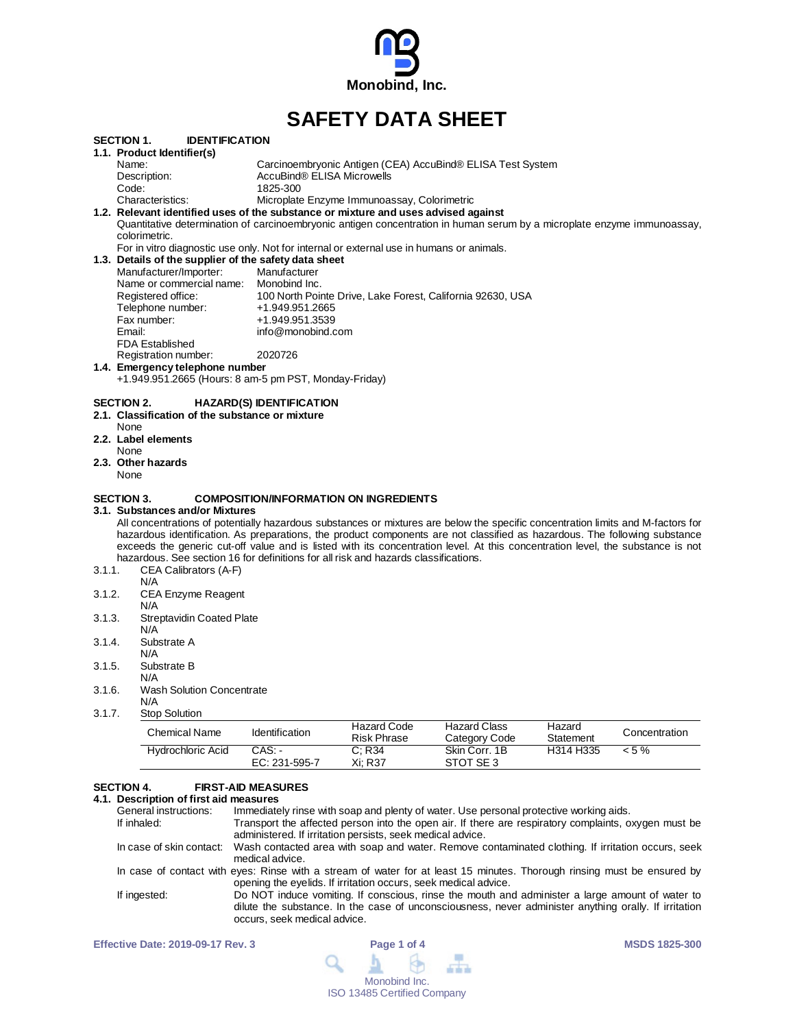**Monobind, Inc.**

# SAFETY DATA SHEET

## SECTION 1. IDENTIFICATION

### 1.1. Product Identifier(s)

Name: Carcinoembryonic Antigen (CEA) AccuBind® ELISA Test System
Description: AccuBind® ELISA Microwells
Code: 1825-300
Characteristics: Microplate Enzyme Immunoassay, Colorimetric

### 1.2. Relevant identified uses of the substance or mixture and uses advised against

Quantitative determination of carcinoembryonic antigen concentration in human serum by a microplate enzyme immunoassay, colorimetric.

For in vitro diagnostic use only. Not for internal or external use in humans or animals.

### 1.3. Details of the supplier of the safety data sheet

Manufacturer/Importer: Manufacturer
Name or commercial name: Monobind Inc.
Registered office: 100 North Pointe Drive, Lake Forest, California 92630, USA
Telephone number: +1.949.951.2665
Fax number: +1.949.951.3539
Email: info@monobind.com
FDA Established
Registration number: 2020726

### 1.4. Emergency telephone number

+1.949.951.2665 (Hours: 8 am-5 pm PST, Monday-Friday)

## SECTION 2. HAZARD(S) IDENTIFICATION

### 2.1. Classification of the substance or mixture

None

### 2.2. Label elements

None

### 2.3. Other hazards

None

## SECTION 3. COMPOSITION/INFORMATION ON INGREDIENTS

### 3.1. Substances and/or Mixtures

All concentrations of potentially hazardous substances or mixtures are below the specific concentration limits and M-factors for hazardous identification. As preparations, the product components are not classified as hazardous. The following substance exceeds the generic cut-off value and is listed with its concentration level. At this concentration level, the substance is not hazardous. See section 16 for definitions for all risk and hazards classifications.

3.1.1. CEA Calibrators (A-F)
N/A

3.1.2. CEA Enzyme Reagent
N/A

3.1.3. Streptavidin Coated Plate
N/A

3.1.4. Substrate A
N/A

3.1.5. Substrate B
N/A

3.1.6. Wash Solution Concentrate
N/A

3.1.7. Stop Solution

| Chemical Name | Identification | Hazard Code Risk Phrase | Hazard Class Category Code | Hazard Statement | Concentration |
|---|---|---|---|---|---|
| Hydrochloric Acid | CAS: -<br>EC: 231-595-7 | C; R34<br>Xi; R37 | Skin Corr. 1B<br>STOT SE 3 | H314 H335 | < 5 % |

## SECTION 4. FIRST-AID MEASURES

### 4.1. Description of first aid measures

General instructions: Immediately rinse with soap and plenty of water. Use personal protective working aids.

If inhaled: Transport the affected person into the open air. If there are respiratory complaints, oxygen must be administered. If irritation persists, seek medical advice.

In case of skin contact: Wash contacted area with soap and water. Remove contaminated clothing. If irritation occurs, seek medical advice.

In case of contact with eyes: Rinse with a stream of water for at least 15 minutes. Thorough rinsing must be ensured by opening the eyelids. If irritation occurs, seek medical advice.

If ingested: Do NOT induce vomiting. If conscious, rinse the mouth and administer a large amount of water to dilute the substance. In the case of unconsciousness, never administer anything orally. If irritation occurs, seek medical advice.

Effective Date: 2019-09-17 Rev. 3 MSDS 1825-300

Monobind Inc.
ISO 13485 Certified Company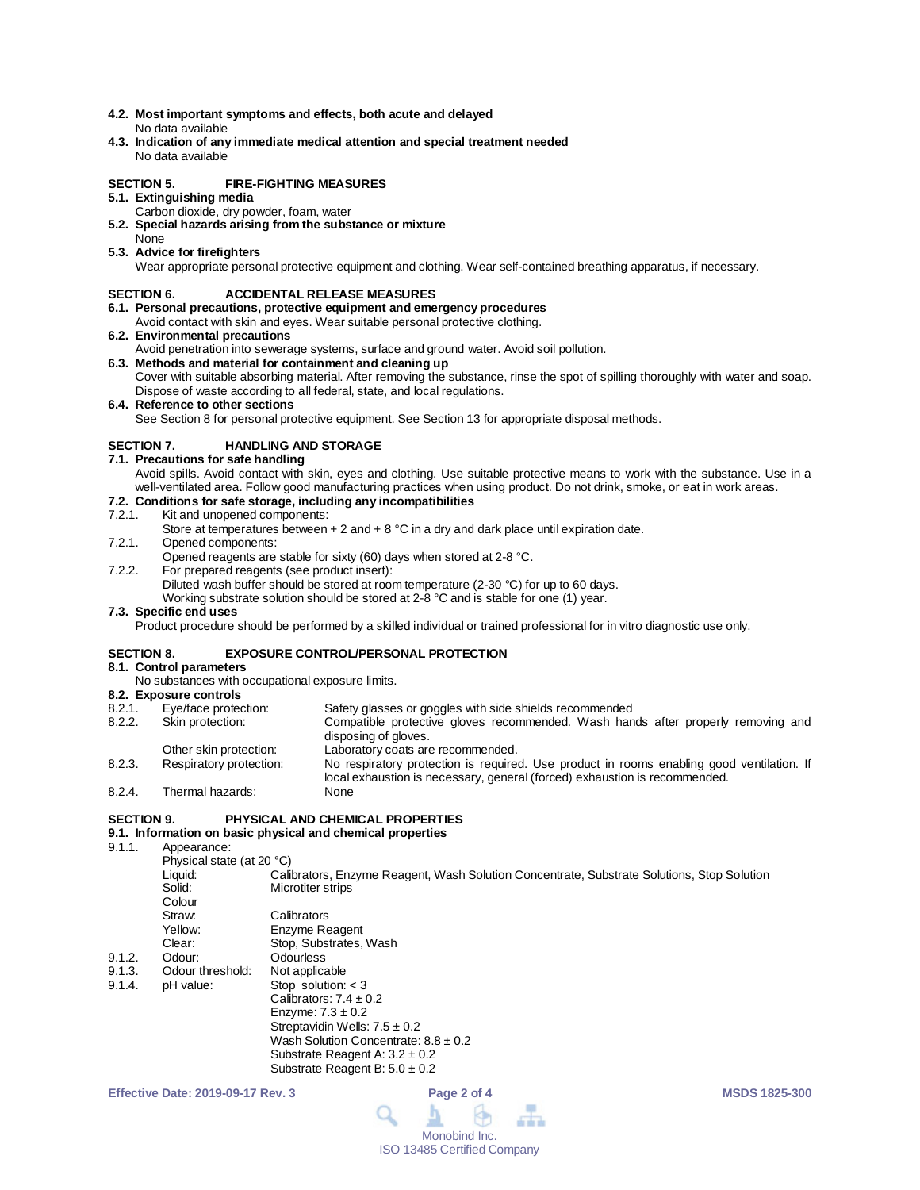**4.2. Most important symptoms and effects, both acute and delayed**

No data available

**4.3. Indication of any immediate medical attention and special treatment needed**

No data available

## SECTION 5. FIRE-FIGHTING MEASURES

**5.1. Extinguishing media**

Carbon dioxide, dry powder, foam, water

**5.2. Special hazards arising from the substance or mixture**

None

**5.3. Advice for firefighters**

Wear appropriate personal protective equipment and clothing. Wear self-contained breathing apparatus, if necessary.

## SECTION 6. ACCIDENTAL RELEASE MEASURES

**6.1. Personal precautions, protective equipment and emergency procedures**

Avoid contact with skin and eyes. Wear suitable personal protective clothing.

**6.2. Environmental precautions**

Avoid penetration into sewerage systems, surface and ground water. Avoid soil pollution.

**6.3. Methods and material for containment and cleaning up**

Cover with suitable absorbing material. After removing the substance, rinse the spot of spilling thoroughly with water and soap. Dispose of waste according to all federal, state, and local regulations.

**6.4. Reference to other sections**

See Section 8 for personal protective equipment. See Section 13 for appropriate disposal methods.

## SECTION 7. HANDLING AND STORAGE

**7.1. Precautions for safe handling**

Avoid spills. Avoid contact with skin, eyes and clothing. Use suitable protective means to work with the substance. Use in a well-ventilated area. Follow good manufacturing practices when using product. Do not drink, smoke, or eat in work areas.

**7.2. Conditions for safe storage, including any incompatibilities**

7.2.1. Kit and unopened components:
Store at temperatures between + 2 and + 8 °C in a dry and dark place until expiration date.

7.2.1. Opened components:
Opened reagents are stable for sixty (60) days when stored at 2-8 °C.

7.2.2. For prepared reagents (see product insert):
Diluted wash buffer should be stored at room temperature (2-30 °C) for up to 60 days.
Working substrate solution should be stored at 2-8 °C and is stable for one (1) year.

**7.3. Specific end uses**

Product procedure should be performed by a skilled individual or trained professional for in vitro diagnostic use only.

## SECTION 8. EXPOSURE CONTROL/PERSONAL PROTECTION

**8.1. Control parameters**

No substances with occupational exposure limits.

**8.2. Exposure controls**

| | | |
|---|---|---|
| 8.2.1. | Eye/face protection: | Safety glasses or goggles with side shields recommended |
| 8.2.2. | Skin protection: | Compatible protective gloves recommended. Wash hands after properly removing and disposing of gloves. |
| | Other skin protection: | Laboratory coats are recommended. |
| 8.2.3. | Respiratory protection: | No respiratory protection is required. Use product in rooms enabling good ventilation. If local exhaustion is necessary, general (forced) exhaustion is recommended. |
| 8.2.4. | Thermal hazards: | None |

## SECTION 9. PHYSICAL AND CHEMICAL PROPERTIES

**9.1. Information on basic physical and chemical properties**

9.1.1. Appearance:

Physical state (at 20 °C)

| | |
|---|---|
| Liquid: | Calibrators, Enzyme Reagent, Wash Solution Concentrate, Substrate Solutions, Stop Solution |
| Solid: | Microtiter strips |
| Colour | |
| Straw: | Calibrators |
| Yellow: | Enzyme Reagent |
| Clear: | Stop, Substrates, Wash |

9.1.2. Odour: Odourless

9.1.3. Odour threshold: Not applicable

9.1.4. pH value:
Stop solution: < 3
Calibrators: 7.4 ± 0.2
Enzyme: 7.3 ± 0.2
Streptavidin Wells: 7.5 ± 0.2
Wash Solution Concentrate: 8.8 ± 0.2
Substrate Reagent A: 3.2 ± 0.2
Substrate Reagent B: 5.0 ± 0.2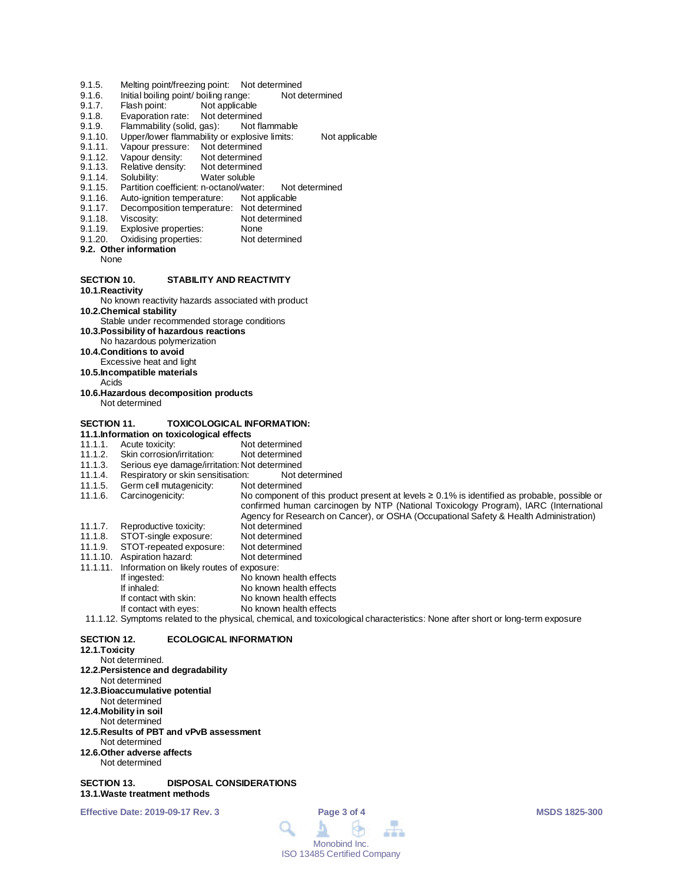- 9.1.5. Melting point/freezing point: Not determined
- 9.1.6. Initial boiling point/ boiling range: Not determined
- 9.1.7. Flash point: Not applicable
- 9.1.8. Evaporation rate: Not determined
- 9.1.9. Flammability (solid, gas): Not flammable
- 9.1.10. Upper/lower flammability or explosive limits: Not applicable
- 9.1.11. Vapour pressure: Not determined
- 9.1.12. Vapour density: Not determined
- 9.1.13. Relative density: Not determined
- 9.1.14. Solubility: Water soluble
- 9.1.15. Partition coefficient: n-octanol/water: Not determined
- 9.1.16. Auto-ignition temperature: Not applicable
- 9.1.17. Decomposition temperature: Not determined
- 9.1.18. Viscosity: Not determined
- 9.1.19. Explosive properties: None
- 9.1.20. Oxidising properties: Not determined

**9.2. Other information**

None

## SECTION 10. STABILITY AND REACTIVITY

**10.1. Reactivity**

No known reactivity hazards associated with product

**10.2. Chemical stability**

Stable under recommended storage conditions

**10.3. Possibility of hazardous reactions**

No hazardous polymerization

**10.4. Conditions to avoid**

Excessive heat and light

**10.5. Incompatible materials**

Acids

**10.6. Hazardous decomposition products**

Not determined

## SECTION 11. TOXICOLOGICAL INFORMATION:

**11.1. Information on toxicological effects**

- 11.1.1. Acute toxicity: Not determined
- 11.1.2. Skin corrosion/irritation: Not determined
- 11.1.3. Serious eye damage/irritation: Not determined
- 11.1.4. Respiratory or skin sensitisation: Not determined
- 11.1.5. Germ cell mutagenicity: Not determined
- 11.1.6. Carcinogenicity: No component of this product present at levels ≥ 0.1% is identified as probable, possible or confirmed human carcinogen by NTP (National Toxicology Program), IARC (International Agency for Research on Cancer), or OSHA (Occupational Safety & Health Administration)
- 11.1.7. Reproductive toxicity: Not determined
- 11.1.8. STOT-single exposure: Not determined
- 11.1.9. STOT-repeated exposure: Not determined
- 11.1.10. Aspiration hazard: Not determined
- 11.1.11. Information on likely routes of exposure:
  - If ingested: No known health effects
  - If inhaled: No known health effects
  - If contact with skin: No known health effects
  - If contact with eyes: No known health effects
- 11.1.12. Symptoms related to the physical, chemical, and toxicological characteristics: None after short or long-term exposure

## SECTION 12. ECOLOGICAL INFORMATION

**12.1. Toxicity**

Not determined.

**12.2. Persistence and degradability**

Not determined

**12.3. Bioaccumulative potential**

Not determined

**12.4. Mobility in soil**

Not determined

**12.5. Results of PBT and vPvB assessment**

Not determined

**12.6. Other adverse affects**

Not determined

## SECTION 13. DISPOSAL CONSIDERATIONS

**13.1. Waste treatment methods**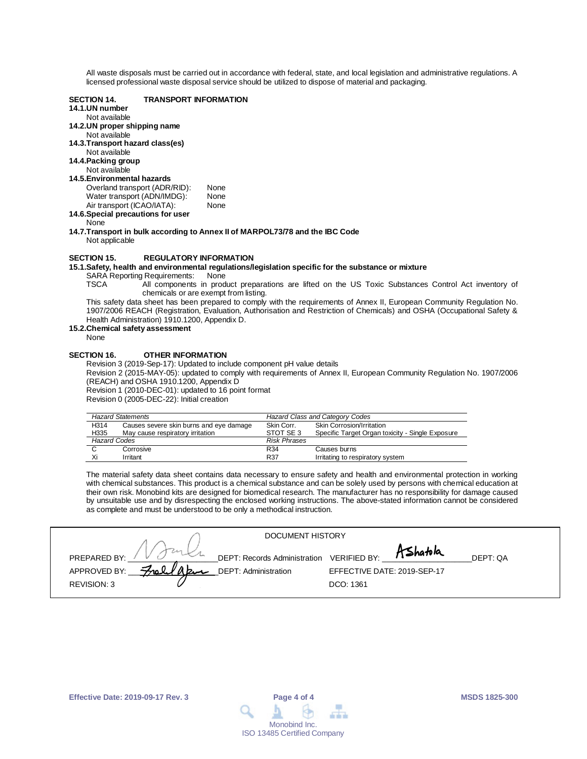All waste disposals must be carried out in accordance with federal, state, and local legislation and administrative regulations. A licensed professional waste disposal service should be utilized to dispose of material and packaging.

## SECTION 14. TRANSPORT INFORMATION

**14.1.UN number**
Not available

**14.2.UN proper shipping name**
Not available

**14.3.Transport hazard class(es)**
Not available

**14.4.Packing group**
Not available

**14.5.Environmental hazards**

Overland transport (ADR/RID): None
Water transport (ADN/IMDG): None
Air transport (ICAO/IATA): None

**14.6.Special precautions for user**
None

**14.7.Transport in bulk according to Annex II of MARPOL73/78 and the IBC Code**
Not applicable

## SECTION 15. REGULATORY INFORMATION

**15.1.Safety, health and environmental regulations/legislation specific for the substance or mixture**

SARA Reporting Requirements: None
TSCA All components in product preparations are lifted on the US Toxic Substances Control Act inventory of chemicals or are exempt from listing.

This safety data sheet has been prepared to comply with the requirements of Annex II, European Community Regulation No. 1907/2006 REACH (Registration, Evaluation, Authorisation and Restriction of Chemicals) and OSHA (Occupational Safety & Health Administration) 1910.1200, Appendix D.

**15.2.Chemical safety assessment**
None

## SECTION 16. OTHER INFORMATION

Revision 3 (2019-Sep-17): Updated to include component pH value details
Revision 2 (2015-MAY-05): updated to comply with requirements of Annex II, European Community Regulation No. 1907/2006 (REACH) and OSHA 1910.1200, Appendix D
Revision 1 (2010-DEC-01): updated to 16 point format
Revision 0 (2005-DEC-22): Initial creation

| *Hazard Statements* | | *Hazard Class and Category Codes* | |
|---|---|---|---|
| H314 | Causes severe skin burns and eye damage | Skin Corr. | Skin Corrosion/Irritation |
| H335 | May cause respiratory irritation | STOT SE 3 | Specific Target Organ toxicity - Single Exposure |
| *Hazard Codes* | | *Risk Phrases* | |
| C | Corrosive | R34 | Causes burns |
| Xi | Irritant | R37 | Irritating to respiratory system |

The material safety data sheet contains data necessary to ensure safety and health and environmental protection in working with chemical substances. This product is a chemical substance and can be solely used by persons with chemical education at their own risk. Monobind kits are designed for biomedical research. The manufacturer has no responsibility for damage caused by unsuitable use and by disrespecting the enclosed working instructions. The above-stated information cannot be considered as complete and must be understood to be only a methodical instruction.

| DOCUMENT HISTORY | | | |
|---|---|---|---|
| PREPARED BY: | DEPT: Records Administration | VERIFIED BY: AShatola | DEPT: QA |
| APPROVED BY: | DEPT: Administration | EFFECTIVE DATE: 2019-SEP-17 | |
| REVISION: 3 | | DCO: 1361 | |

Effective Date: 2019-09-17 Rev. 3 MSDS 1825-300

Monobind Inc.
ISO 13485 Certified Company